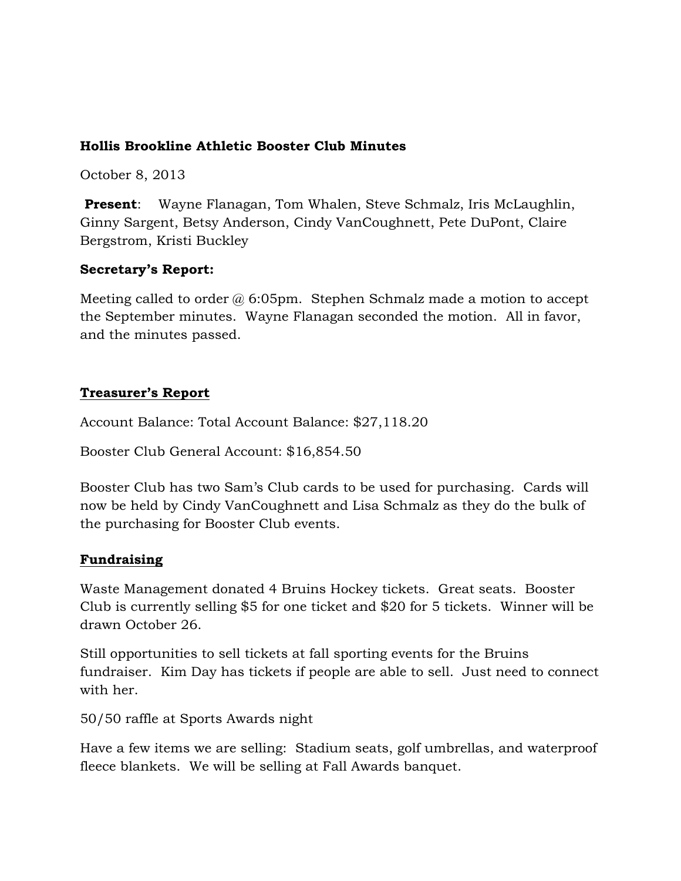**Hollis Brookline Athletic Booster Club Minutes**

October 8, 2013

**Present**: Wayne Flanagan, Tom Whalen, Steve Schmalz, Iris McLaughlin, Ginny Sargent, Betsy Anderson, Cindy VanCoughnett, Pete DuPont, Claire Bergstrom, Kristi Buckley

**Secretary's Report:**

Meeting called to order @ 6:05pm. Stephen Schmalz made a motion to accept the September minutes. Wayne Flanagan seconded the motion. All in favor, and the minutes passed.

**Treasurer's Report**

Account Balance: Total Account Balance: $27,118.20

Booster Club General Account: $16,854.50

Booster Club has two Sam's Club cards to be used for purchasing. Cards will now be held by Cindy VanCoughnett and Lisa Schmalz as they do the bulk of the purchasing for Booster Club events.

**Fundraising**

Waste Management donated 4 Bruins Hockey tickets. Great seats. Booster Club is currently selling $5 for one ticket and $20 for 5 tickets. Winner will be drawn October 26.

Still opportunities to sell tickets at fall sporting events for the Bruins fundraiser. Kim Day has tickets if people are able to sell. Just need to connect with her.

50/50 raffle at Sports Awards night

Have a few items we are selling: Stadium seats, golf umbrellas, and waterproof fleece blankets. We will be selling at Fall Awards banquet.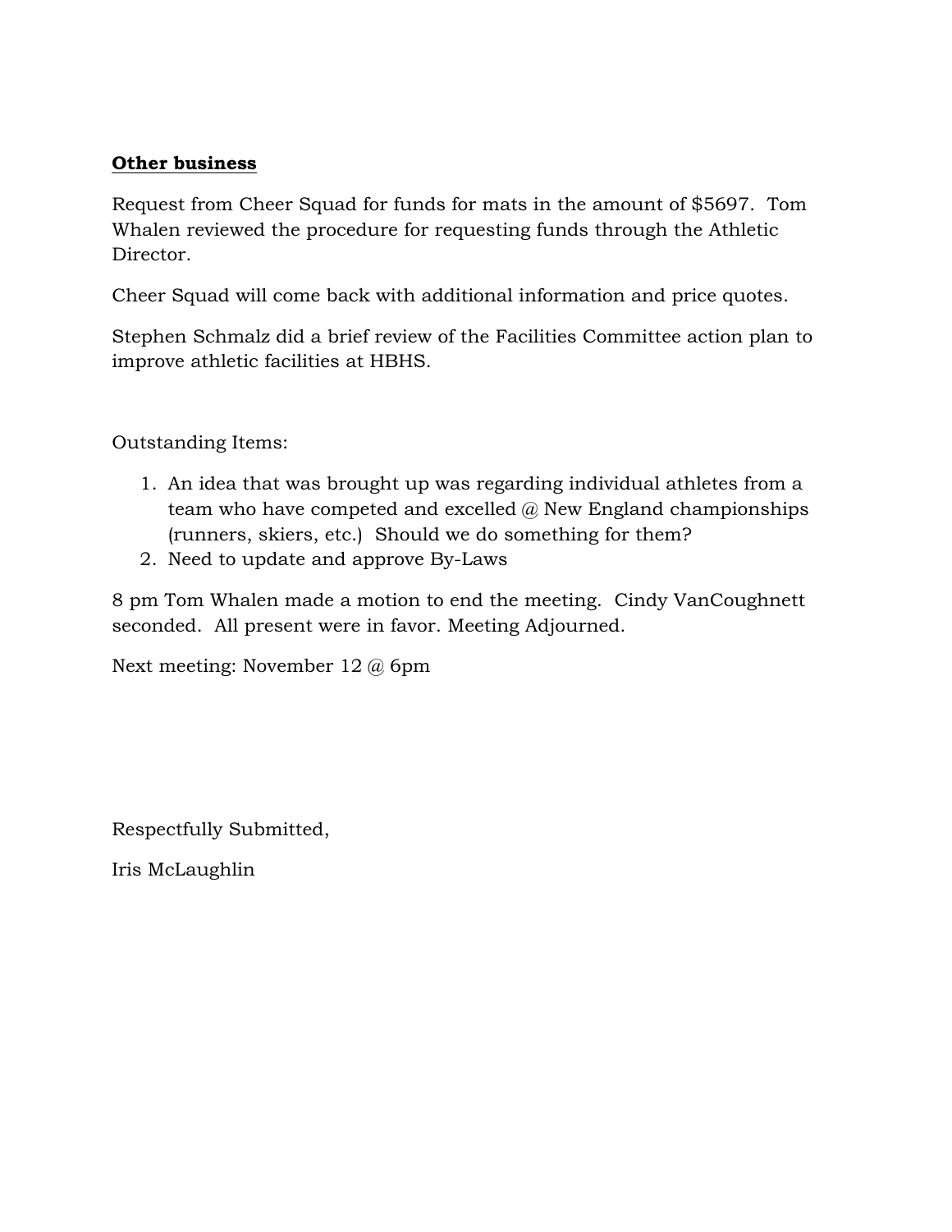**Other business**

Request from Cheer Squad for funds for mats in the amount of $5697. Tom Whalen reviewed the procedure for requesting funds through the Athletic Director.

Cheer Squad will come back with additional information and price quotes.

Stephen Schmalz did a brief review of the Facilities Committee action plan to improve athletic facilities at HBHS.

Outstanding Items:

1. An idea that was brought up was regarding individual athletes from a team who have competed and excelled @ New England championships (runners, skiers, etc.) Should we do something for them?
2. Need to update and approve By-Laws

8 pm Tom Whalen made a motion to end the meeting. Cindy VanCoughnett seconded. All present were in favor. Meeting Adjourned.

Next meeting: November 12 @ 6pm

Respectfully Submitted,

Iris McLaughlin